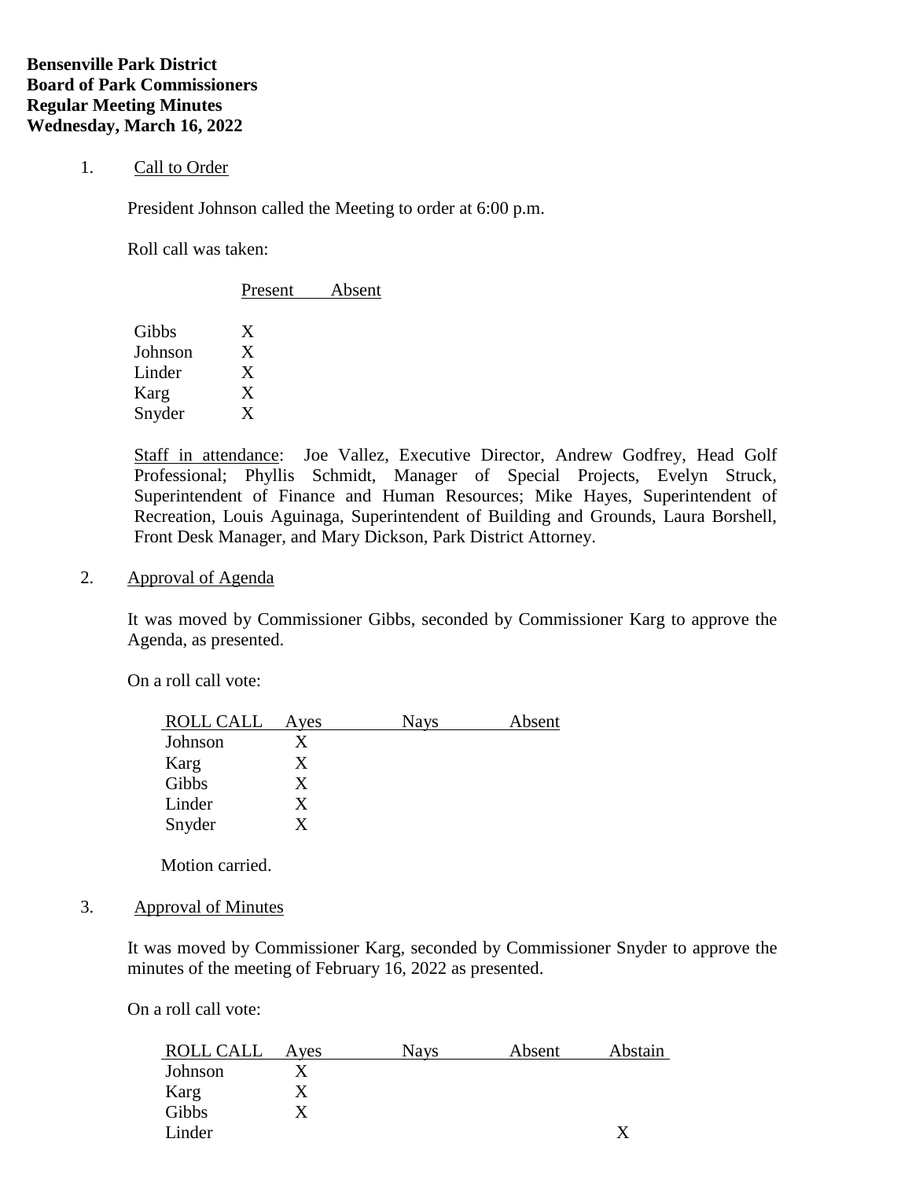**Bensenville Park District**
**Board of Park Commissioners**
**Regular Meeting Minutes**
**Wednesday, March 16, 2022**

1. Call to Order

President Johnson called the Meeting to order at 6:00 p.m.

Roll call was taken:

| | Present | Absent |
|---|---|---|
| Gibbs | X | |
| Johnson | X | |
| Linder | X | |
| Karg | X | |
| Snyder | X | |

Staff in attendance: Joe Vallez, Executive Director, Andrew Godfrey, Head Golf Professional; Phyllis Schmidt, Manager of Special Projects, Evelyn Struck, Superintendent of Finance and Human Resources; Mike Hayes, Superintendent of Recreation, Louis Aguinaga, Superintendent of Building and Grounds, Laura Borshell, Front Desk Manager, and Mary Dickson, Park District Attorney.

2. Approval of Agenda

It was moved by Commissioner Gibbs, seconded by Commissioner Karg to approve the Agenda, as presented.

On a roll call vote:

| ROLL CALL | Ayes | Nays | Absent |
|---|---|---|---|
| Johnson | X | | |
| Karg | X | | |
| Gibbs | X | | |
| Linder | X | | |
| Snyder | X | | |

Motion carried.

3. Approval of Minutes

It was moved by Commissioner Karg, seconded by Commissioner Snyder to approve the minutes of the meeting of February 16, 2022 as presented.

On a roll call vote:

| ROLL CALL | Ayes | Nays | Absent | Abstain |
|---|---|---|---|---|
| Johnson | X | | | |
| Karg | X | | | |
| Gibbs | X | | | |
| Linder | | | | X |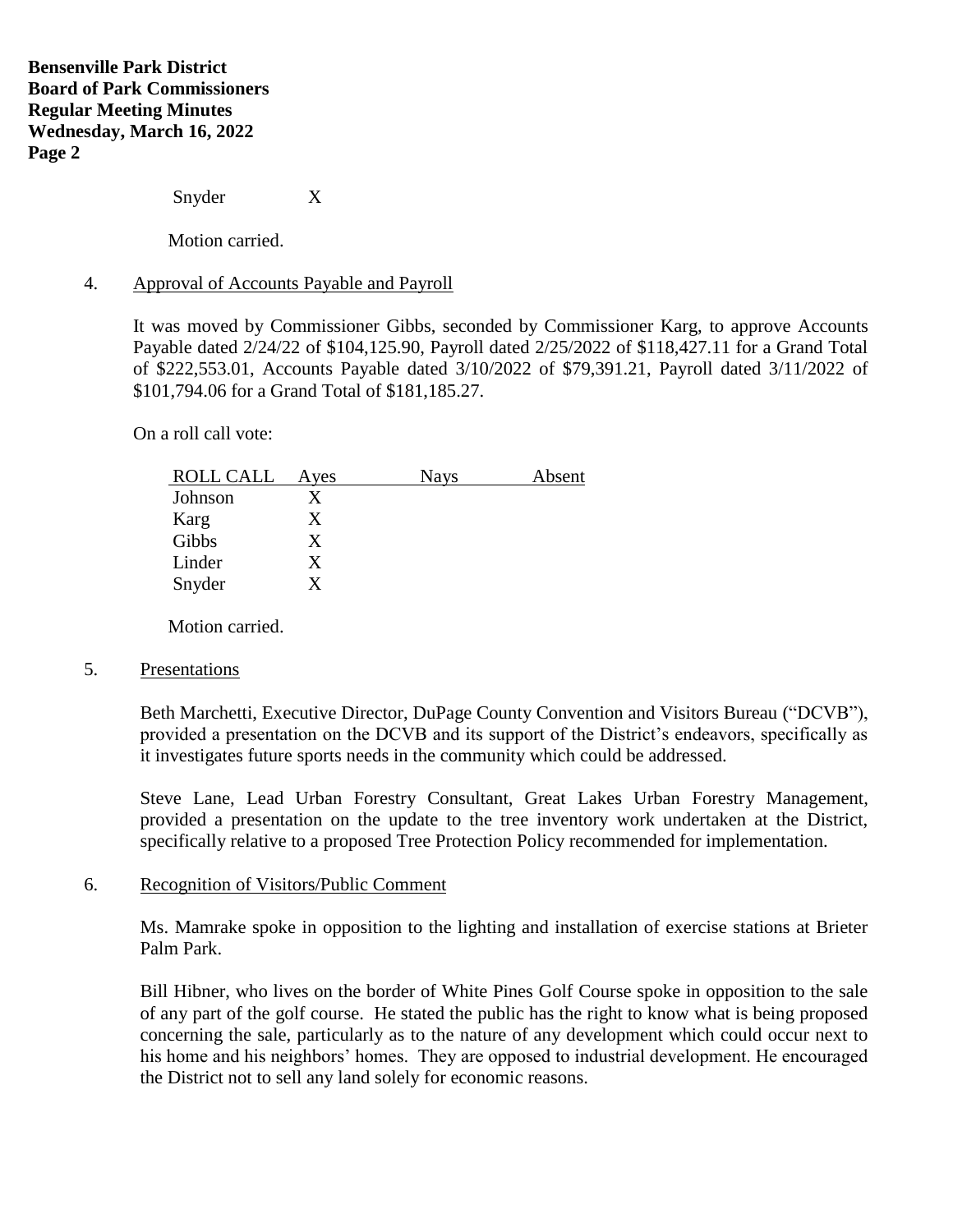| Snyder | X | | |
|---|---|---|---|

Motion carried.

4. Approval of Accounts Payable and Payroll

It was moved by Commissioner Gibbs, seconded by Commissioner Karg, to approve Accounts Payable dated 2/24/22 of $104,125.90, Payroll dated 2/25/2022 of $118,427.11 for a Grand Total of $222,553.01, Accounts Payable dated 3/10/2022 of $79,391.21, Payroll dated 3/11/2022 of $101,794.06 for a Grand Total of $181,185.27.

On a roll call vote:

| ROLL CALL | Ayes | Nays | Absent |
|---|---|---|---|
| Johnson | X | | |
| Karg | X | | |
| Gibbs | X | | |
| Linder | X | | |
| Snyder | X | | |

Motion carried.

5. Presentations

Beth Marchetti, Executive Director, DuPage County Convention and Visitors Bureau ("DCVB"), provided a presentation on the DCVB and its support of the District's endeavors, specifically as it investigates future sports needs in the community which could be addressed.

Steve Lane, Lead Urban Forestry Consultant, Great Lakes Urban Forestry Management, provided a presentation on the update to the tree inventory work undertaken at the District, specifically relative to a proposed Tree Protection Policy recommended for implementation.

6. Recognition of Visitors/Public Comment

Ms. Mamrake spoke in opposition to the lighting and installation of exercise stations at Brieter Palm Park.

Bill Hibner, who lives on the border of White Pines Golf Course spoke in opposition to the sale of any part of the golf course. He stated the public has the right to know what is being proposed concerning the sale, particularly as to the nature of any development which could occur next to his home and his neighbors' homes. They are opposed to industrial development. He encouraged the District not to sell any land solely for economic reasons.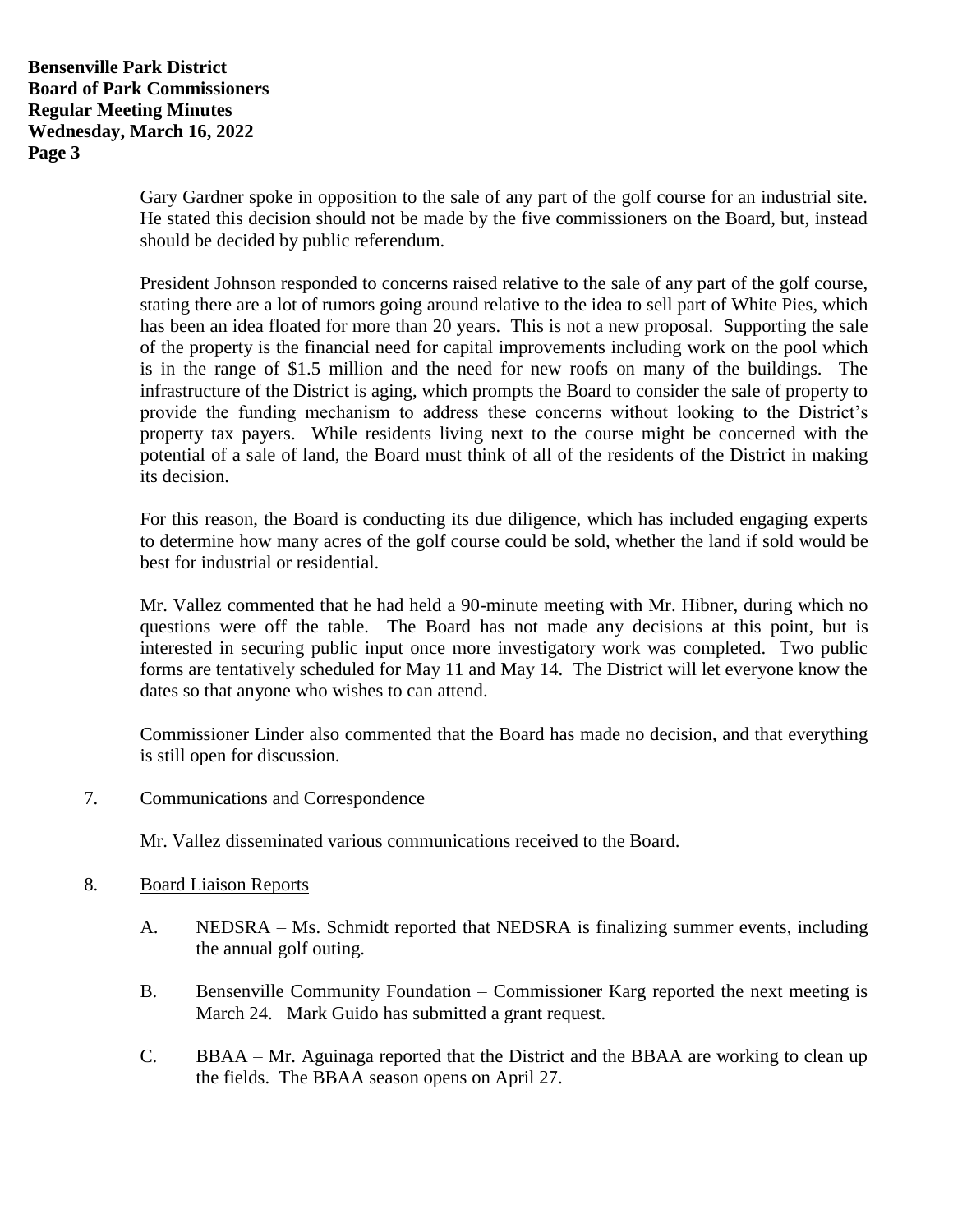Gary Gardner spoke in opposition to the sale of any part of the golf course for an industrial site. He stated this decision should not be made by the five commissioners on the Board, but, instead should be decided by public referendum.

President Johnson responded to concerns raised relative to the sale of any part of the golf course, stating there are a lot of rumors going around relative to the idea to sell part of White Pies, which has been an idea floated for more than 20 years. This is not a new proposal. Supporting the sale of the property is the financial need for capital improvements including work on the pool which is in the range of $1.5 million and the need for new roofs on many of the buildings. The infrastructure of the District is aging, which prompts the Board to consider the sale of property to provide the funding mechanism to address these concerns without looking to the District's property tax payers. While residents living next to the course might be concerned with the potential of a sale of land, the Board must think of all of the residents of the District in making its decision.

For this reason, the Board is conducting its due diligence, which has included engaging experts to determine how many acres of the golf course could be sold, whether the land if sold would be best for industrial or residential.

Mr. Vallez commented that he had held a 90-minute meeting with Mr. Hibner, during which no questions were off the table. The Board has not made any decisions at this point, but is interested in securing public input once more investigatory work was completed. Two public forms are tentatively scheduled for May 11 and May 14. The District will let everyone know the dates so that anyone who wishes to can attend.

Commissioner Linder also commented that the Board has made no decision, and that everything is still open for discussion.

7. Communications and Correspondence

   Mr. Vallez disseminated various communications received to the Board.

8. Board Liaison Reports

   A. NEDSRA – Ms. Schmidt reported that NEDSRA is finalizing summer events, including the annual golf outing.

   B. Bensenville Community Foundation – Commissioner Karg reported the next meeting is March 24. Mark Guido has submitted a grant request.

   C. BBAA – Mr. Aguinaga reported that the District and the BBAA are working to clean up the fields. The BBAA season opens on April 27.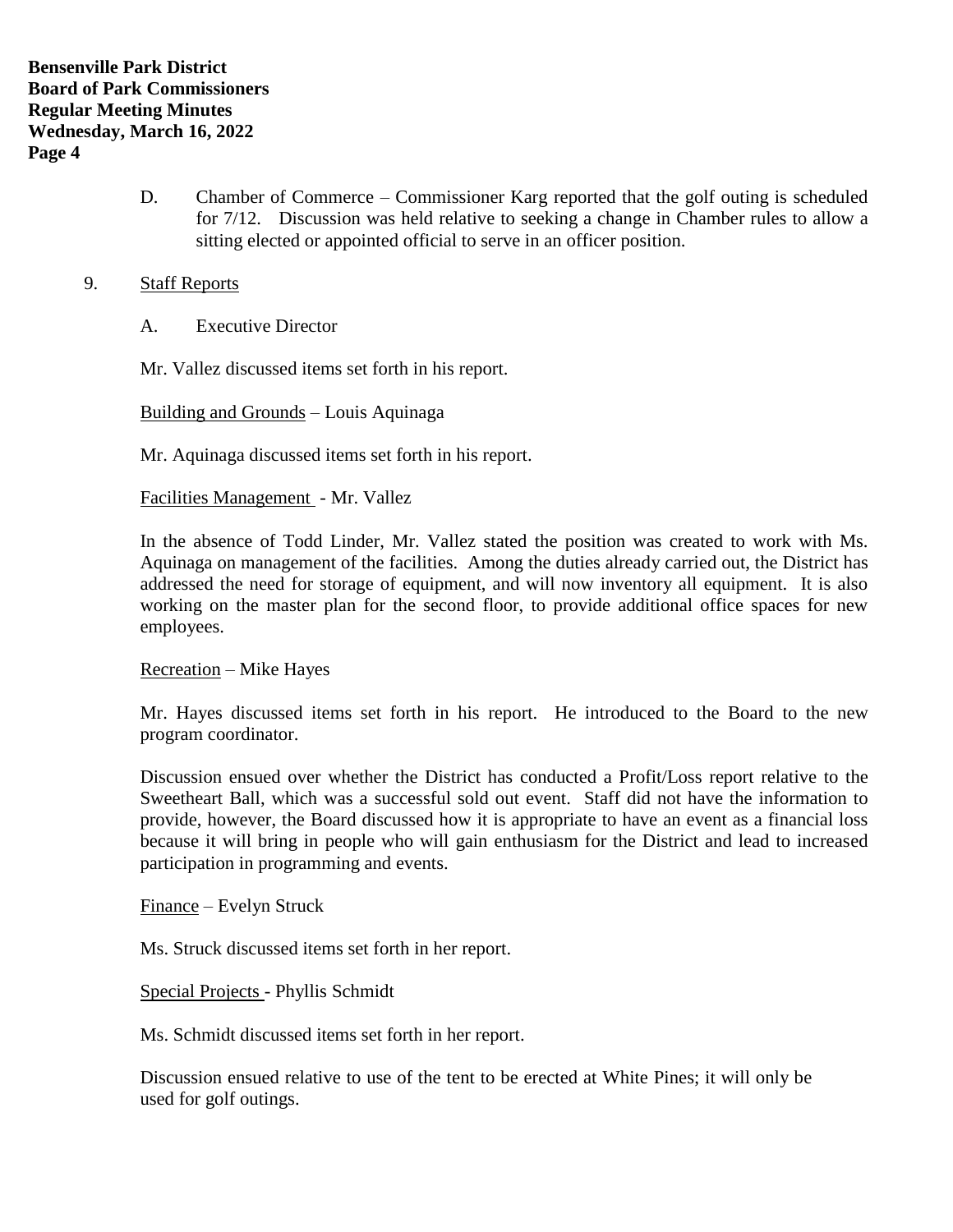D. Chamber of Commerce – Commissioner Karg reported that the golf outing is scheduled for 7/12. Discussion was held relative to seeking a change in Chamber rules to allow a sitting elected or appointed official to serve in an officer position.

9. <u>Staff Reports</u>

A. Executive Director

Mr. Vallez discussed items set forth in his report.

<u>Building and Grounds</u> – Louis Aquinaga

Mr. Aquinaga discussed items set forth in his report.

<u>Facilities Management</u> - Mr. Vallez

In the absence of Todd Linder, Mr. Vallez stated the position was created to work with Ms. Aquinaga on management of the facilities. Among the duties already carried out, the District has addressed the need for storage of equipment, and will now inventory all equipment. It is also working on the master plan for the second floor, to provide additional office spaces for new employees.

<u>Recreation</u> – Mike Hayes

Mr. Hayes discussed items set forth in his report. He introduced to the Board to the new program coordinator.

Discussion ensued over whether the District has conducted a Profit/Loss report relative to the Sweetheart Ball, which was a successful sold out event. Staff did not have the information to provide, however, the Board discussed how it is appropriate to have an event as a financial loss because it will bring in people who will gain enthusiasm for the District and lead to increased participation in programming and events.

<u>Finance</u> – Evelyn Struck

Ms. Struck discussed items set forth in her report.

<u>Special Projects</u> - Phyllis Schmidt

Ms. Schmidt discussed items set forth in her report.

Discussion ensued relative to use of the tent to be erected at White Pines; it will only be used for golf outings.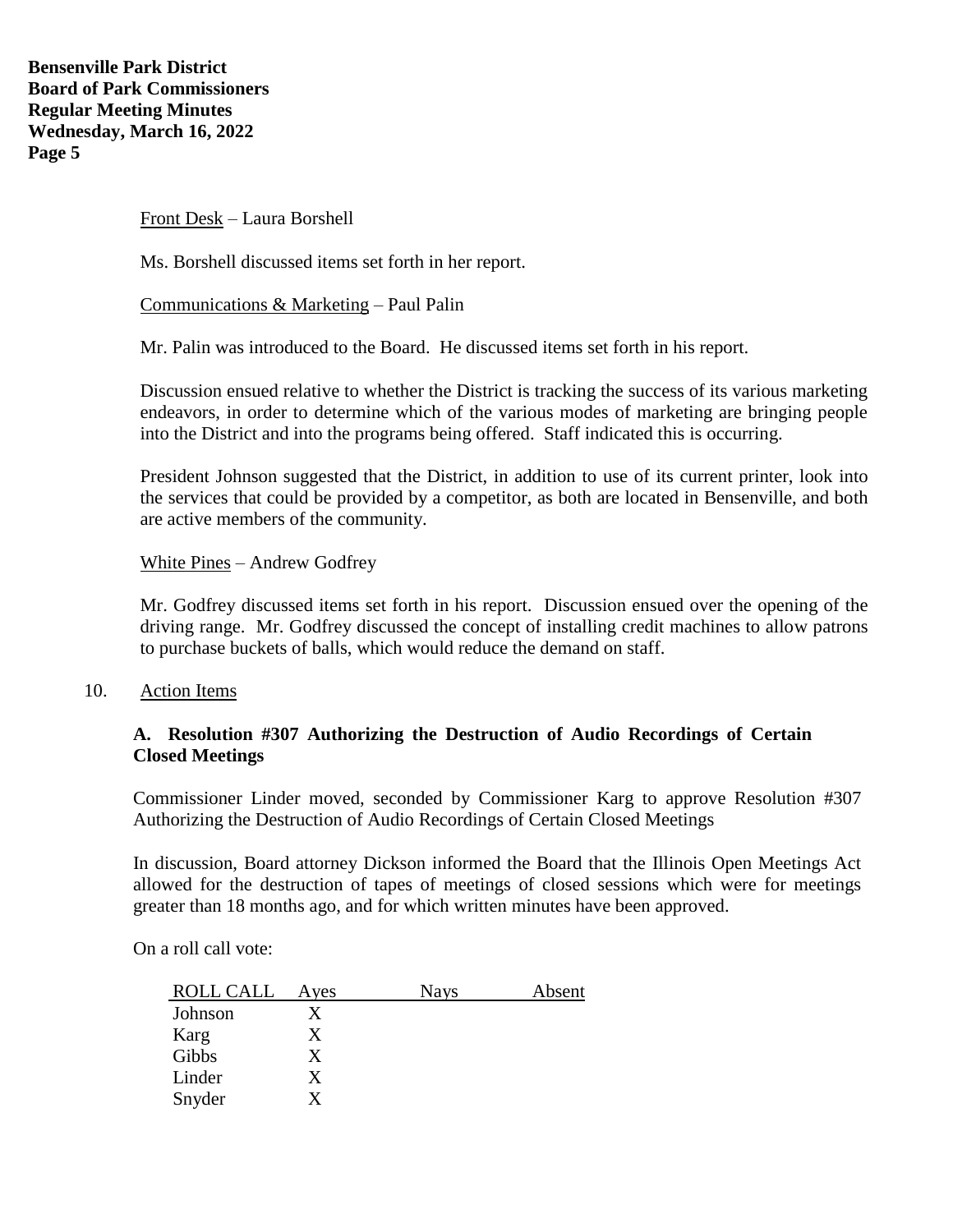Front Desk – Laura Borshell

Ms. Borshell discussed items set forth in her report.

Communications & Marketing – Paul Palin

Mr. Palin was introduced to the Board. He discussed items set forth in his report.

Discussion ensued relative to whether the District is tracking the success of its various marketing endeavors, in order to determine which of the various modes of marketing are bringing people into the District and into the programs being offered. Staff indicated this is occurring.

President Johnson suggested that the District, in addition to use of its current printer, look into the services that could be provided by a competitor, as both are located in Bensenville, and both are active members of the community.

White Pines – Andrew Godfrey

Mr. Godfrey discussed items set forth in his report. Discussion ensued over the opening of the driving range. Mr. Godfrey discussed the concept of installing credit machines to allow patrons to purchase buckets of balls, which would reduce the demand on staff.

10. Action Items

**A. Resolution #307 Authorizing the Destruction of Audio Recordings of Certain Closed Meetings**

Commissioner Linder moved, seconded by Commissioner Karg to approve Resolution #307 Authorizing the Destruction of Audio Recordings of Certain Closed Meetings

In discussion, Board attorney Dickson informed the Board that the Illinois Open Meetings Act allowed for the destruction of tapes of meetings of closed sessions which were for meetings greater than 18 months ago, and for which written minutes have been approved.

On a roll call vote:

| ROLL CALL | Ayes | Nays | Absent |
|---|---|---|---|
| Johnson | X | | |
| Karg | X | | |
| Gibbs | X | | |
| Linder | X | | |
| Snyder | X | | |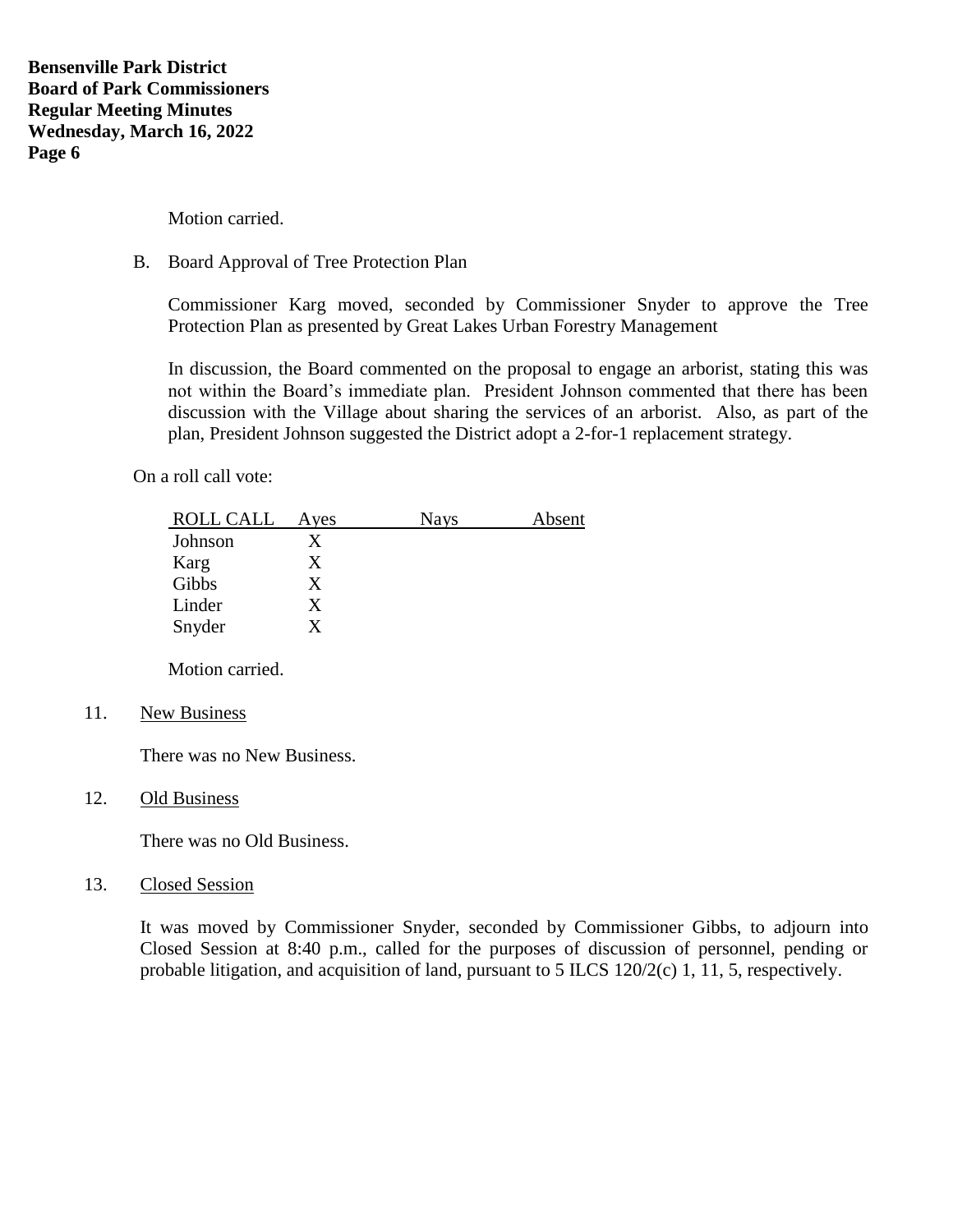Motion carried.

B. Board Approval of Tree Protection Plan

Commissioner Karg moved, seconded by Commissioner Snyder to approve the Tree Protection Plan as presented by Great Lakes Urban Forestry Management

In discussion, the Board commented on the proposal to engage an arborist, stating this was not within the Board's immediate plan. President Johnson commented that there has been discussion with the Village about sharing the services of an arborist. Also, as part of the plan, President Johnson suggested the District adopt a 2-for-1 replacement strategy.

On a roll call vote:

| ROLL CALL | Ayes | Nays | Absent |
|---|---|---|---|
| Johnson | X | | |
| Karg | X | | |
| Gibbs | X | | |
| Linder | X | | |
| Snyder | X | | |

Motion carried.

11. New Business

There was no New Business.

12. Old Business

There was no Old Business.

13. Closed Session

It was moved by Commissioner Snyder, seconded by Commissioner Gibbs, to adjourn into Closed Session at 8:40 p.m., called for the purposes of discussion of personnel, pending or probable litigation, and acquisition of land, pursuant to 5 ILCS 120/2(c) 1, 11, 5, respectively.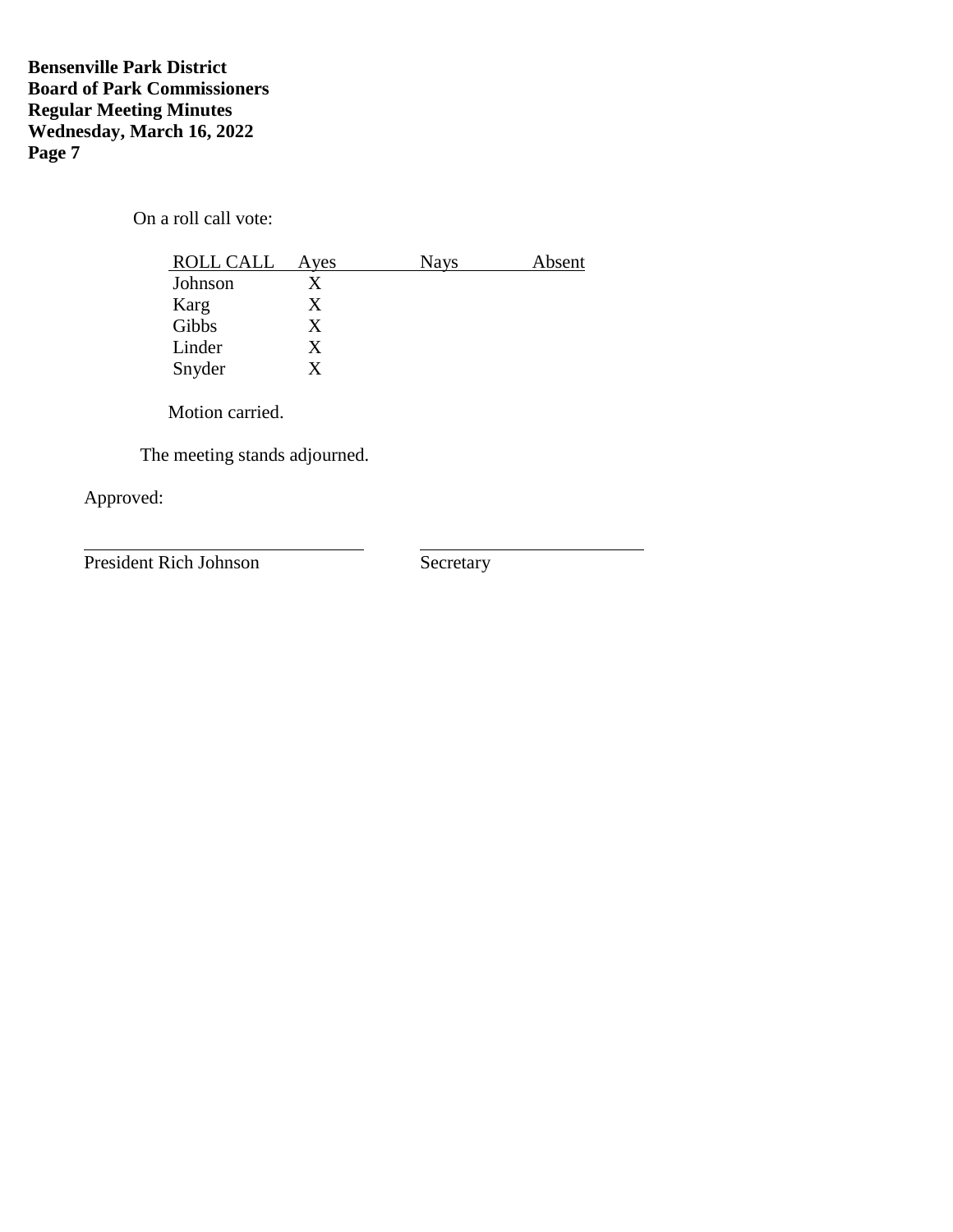On a roll call vote:

| ROLL CALL | Ayes | Nays | Absent |
|---|---|---|---|
| Johnson | X | | |
| Karg | X | | |
| Gibbs | X | | |
| Linder | X | | |
| Snyder | X | | |

Motion carried.

The meeting stands adjourned.

Approved:

\_\_\_\_\_\_\_\_\_\_\_\_\_\_\_\_\_\_\_\_\_\_\_\_\_\_\_\_\_\_ \_\_\_\_\_\_\_\_\_\_\_\_\_\_\_\_\_\_\_\_\_\_\_\_\_\_

President Rich Johnson Secretary